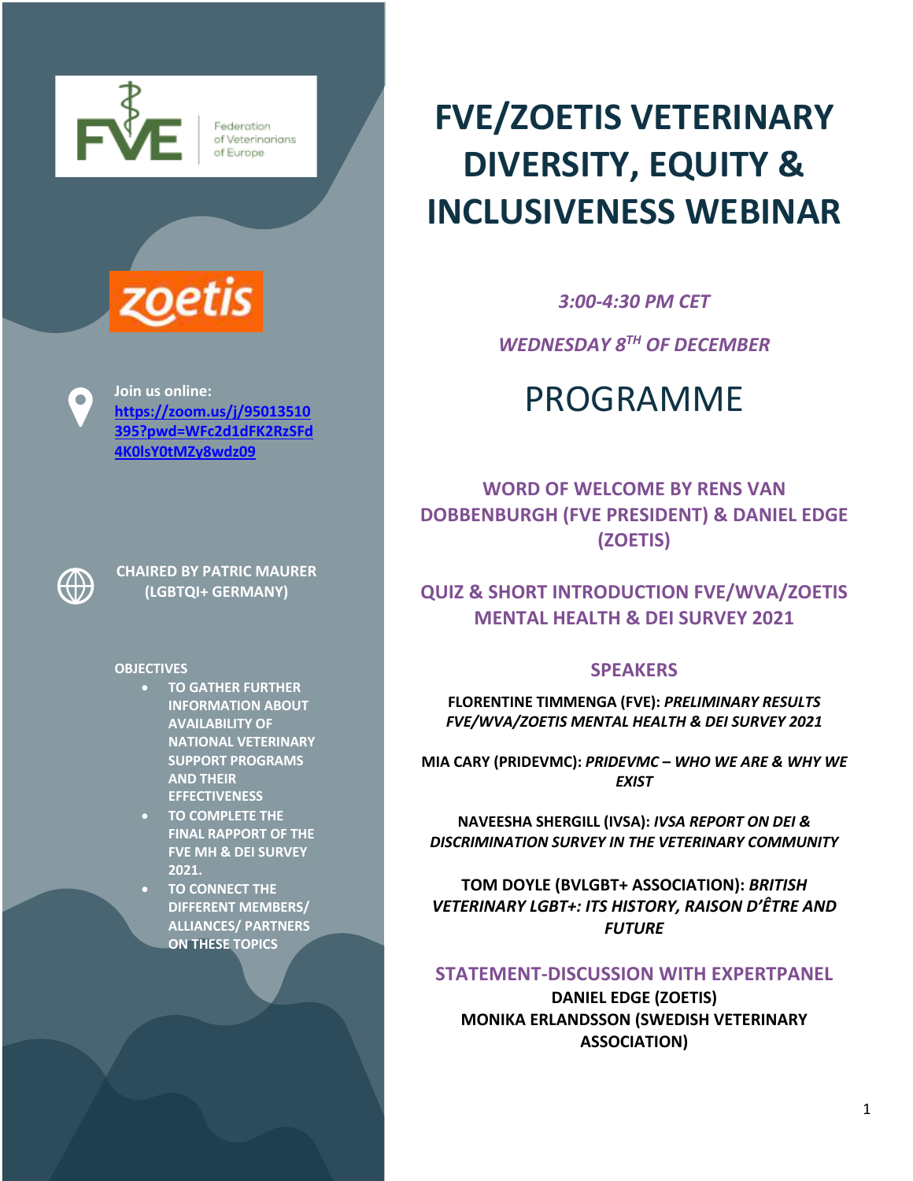# FVE/ZOETIS VETERINARY DIVERSITY, EQUITY & INCLUSIVENESS WEBINAR

*3:00-4:30 PM CET*

*WEDNESDAY 8TH OF DECEMBER*

Federation of Veterinarians of Europe

zoetis

**Join us online:**
**https://zoom.us/j/95013510395?pwd=WFc2d1dFK2RzSFd4K0lsY0tMZy8wdz09**

**CHAIRED BY PATRIC MAURER (LGBTQI+ GERMANY)**

**OBJECTIVES**

- **TO GATHER FURTHER INFORMATION ABOUT AVAILABILITY OF NATIONAL VETERINARY SUPPORT PROGRAMS AND THEIR EFFECTIVENESS**
- **TO COMPLETE THE FINAL RAPPORT OF THE FVE MH & DEI SURVEY 2021.**
- **TO CONNECT THE DIFFERENT MEMBERS/ ALLIANCES/ PARTNERS ON THESE TOPICS**

## PROGRAMME

### WORD OF WELCOME BY RENS VAN DOBBENBURGH (FVE PRESIDENT) & DANIEL EDGE (ZOETIS)

### QUIZ & SHORT INTRODUCTION FVE/WVA/ZOETIS MENTAL HEALTH & DEI SURVEY 2021

### SPEAKERS

**FLORENTINE TIMMENGA (FVE):** ***PRELIMINARY RESULTS FVE/WVA/ZOETIS MENTAL HEALTH & DEI SURVEY 2021***

**MIA CARY (PRIDEVMC):** ***PRIDEVMC – WHO WE ARE & WHY WE EXIST***

**NAVEESHA SHERGILL (IVSA):** ***IVSA REPORT ON DEI & DISCRIMINATION SURVEY IN THE VETERINARY COMMUNITY***

**TOM DOYLE (BVLGBT+ ASSOCIATION):** ***BRITISH VETERINARY LGBT+: ITS HISTORY, RAISON D'ÊTRE AND FUTURE***

### STATEMENT-DISCUSSION WITH EXPERTPANEL

**DANIEL EDGE (ZOETIS)**
**MONIKA ERLANDSSON (SWEDISH VETERINARY ASSOCIATION)**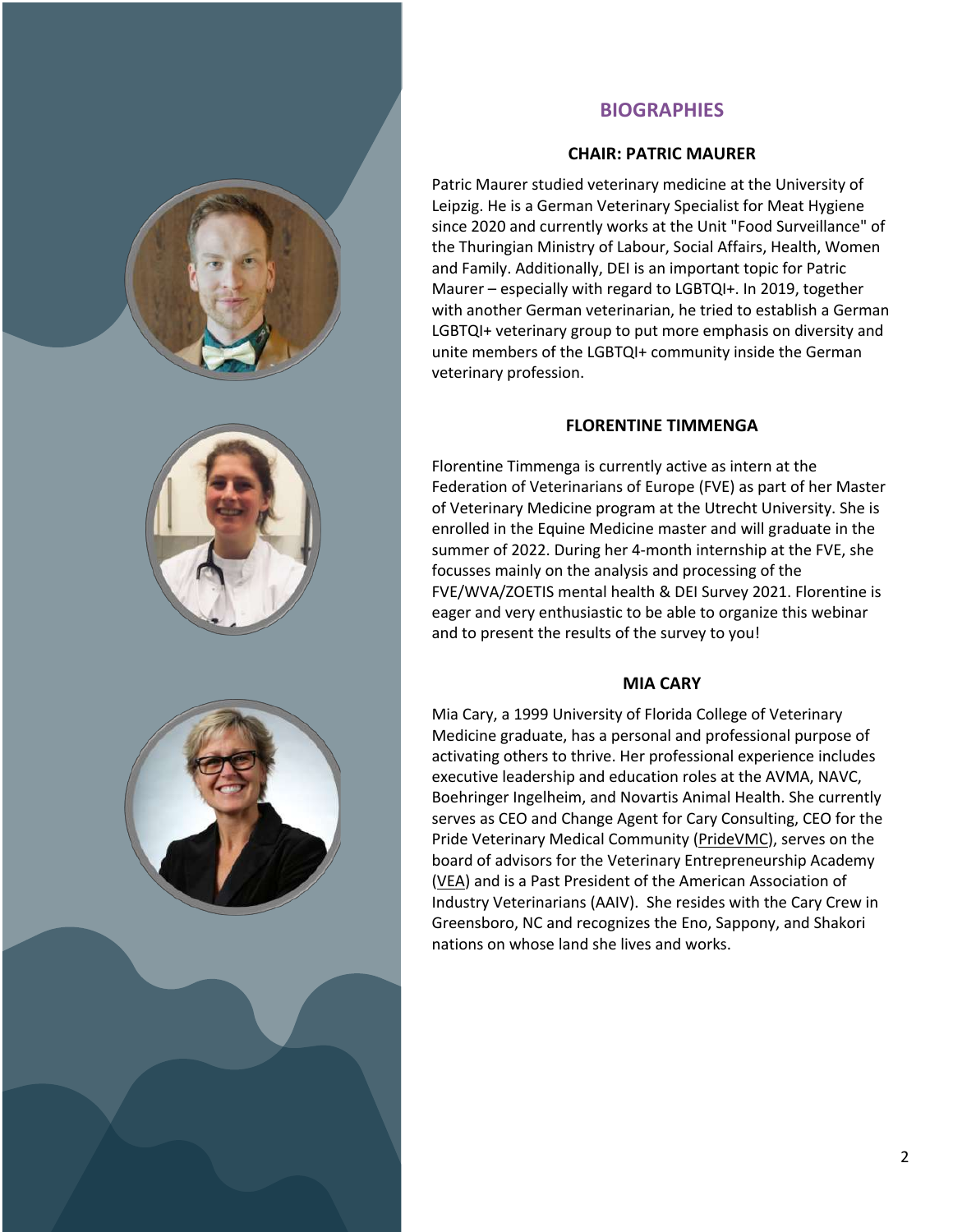# BIOGRAPHIES

## CHAIR: PATRIC MAURER

Patric Maurer studied veterinary medicine at the University of Leipzig. He is a German Veterinary Specialist for Meat Hygiene since 2020 and currently works at the Unit "Food Surveillance" of the Thuringian Ministry of Labour, Social Affairs, Health, Women and Family. Additionally, DEI is an important topic for Patric Maurer – especially with regard to LGBTQI+. In 2019, together with another German veterinarian, he tried to establish a German LGBTQI+ veterinary group to put more emphasis on diversity and unite members of the LGBTQI+ community inside the German veterinary profession.

## FLORENTINE TIMMENGA

Florentine Timmenga is currently active as intern at the Federation of Veterinarians of Europe (FVE) as part of her Master of Veterinary Medicine program at the Utrecht University. She is enrolled in the Equine Medicine master and will graduate in the summer of 2022. During her 4-month internship at the FVE, she focusses mainly on the analysis and processing of the FVE/WVA/ZOETIS mental health & DEI Survey 2021. Florentine is eager and very enthusiastic to be able to organize this webinar and to present the results of the survey to you!

## MIA CARY

Mia Cary, a 1999 University of Florida College of Veterinary Medicine graduate, has a personal and professional purpose of activating others to thrive. Her professional experience includes executive leadership and education roles at the AVMA, NAVC, Boehringer Ingelheim, and Novartis Animal Health. She currently serves as CEO and Change Agent for Cary Consulting, CEO for the Pride Veterinary Medical Community (PrideVMC), serves on the board of advisors for the Veterinary Entrepreneurship Academy (VEA) and is a Past President of the American Association of Industry Veterinarians (AAIV). She resides with the Cary Crew in Greensboro, NC and recognizes the Eno, Sappony, and Shakori nations on whose land she lives and works.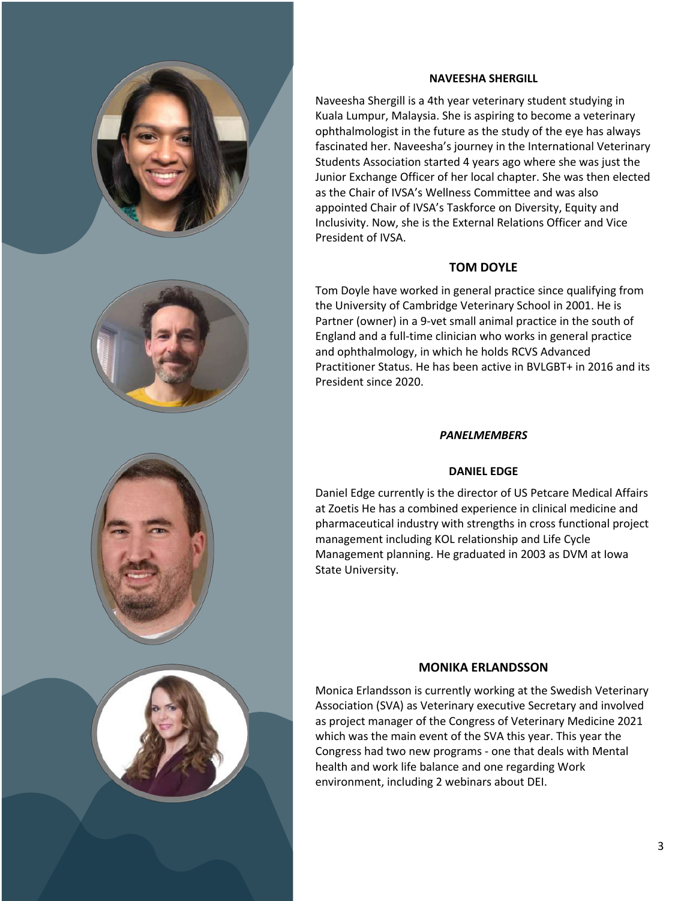**NAVEESHA SHERGILL**

Naveesha Shergill is a 4th year veterinary student studying in Kuala Lumpur, Malaysia. She is aspiring to become a veterinary ophthalmologist in the future as the study of the eye has always fascinated her. Naveesha's journey in the International Veterinary Students Association started 4 years ago where she was just the Junior Exchange Officer of her local chapter. She was then elected as the Chair of IVSA's Wellness Committee and was also appointed Chair of IVSA's Taskforce on Diversity, Equity and Inclusivity. Now, she is the External Relations Officer and Vice President of IVSA.

**TOM DOYLE**

Tom Doyle have worked in general practice since qualifying from the University of Cambridge Veterinary School in 2001. He is Partner (owner) in a 9-vet small animal practice in the south of England and a full-time clinician who works in general practice and ophthalmology, in which he holds RCVS Advanced Practitioner Status. He has been active in BVLGBT+ in 2016 and its President since 2020.

***PANELMEMBERS***

**DANIEL EDGE**

Daniel Edge currently is the director of US Petcare Medical Affairs at Zoetis He has a combined experience in clinical medicine and pharmaceutical industry with strengths in cross functional project management including KOL relationship and Life Cycle Management planning. He graduated in 2003 as DVM at Iowa State University.

**MONIKA ERLANDSSON**

Monica Erlandsson is currently working at the Swedish Veterinary Association (SVA) as Veterinary executive Secretary and involved as project manager of the Congress of Veterinary Medicine 2021 which was the main event of the SVA this year. This year the Congress had two new programs - one that deals with Mental health and work life balance and one regarding Work environment, including 2 webinars about DEI.